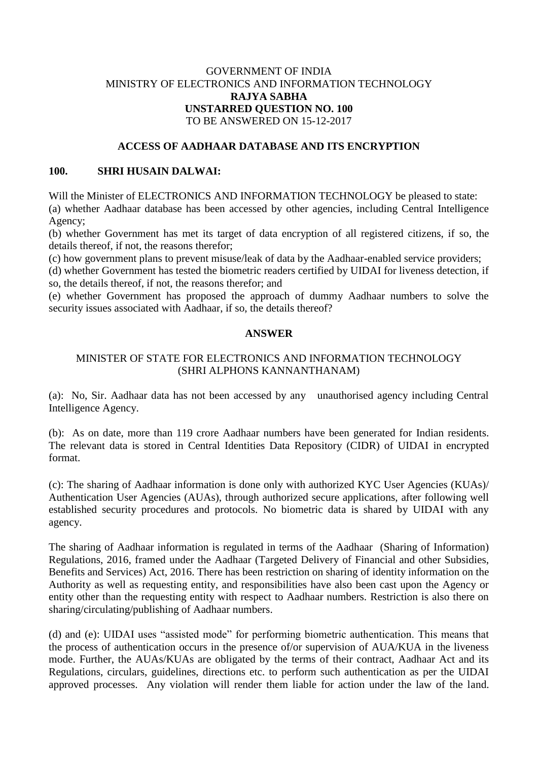GOVERNMENT OF INDIA
MINISTRY OF ELECTRONICS AND INFORMATION TECHNOLOGY

**RAJYA SABHA**

**UNSTARRED QUESTION NO. 100**

TO BE ANSWERED ON 15-12-2017

**ACCESS OF AADHAAR DATABASE AND ITS ENCRYPTION**

**100. SHRI HUSAIN DALWAI:**

Will the Minister of ELECTRONICS AND INFORMATION TECHNOLOGY be pleased to state:

(a) whether Aadhaar database has been accessed by other agencies, including Central Intelligence Agency;

(b) whether Government has met its target of data encryption of all registered citizens, if so, the details thereof, if not, the reasons therefor;

(c) how government plans to prevent misuse/leak of data by the Aadhaar-enabled service providers;

(d) whether Government has tested the biometric readers certified by UIDAI for liveness detection, if so, the details thereof, if not, the reasons therefor; and

(e) whether Government has proposed the approach of dummy Aadhaar numbers to solve the security issues associated with Aadhaar, if so, the details thereof?

**ANSWER**

MINISTER OF STATE FOR ELECTRONICS AND INFORMATION TECHNOLOGY
(SHRI ALPHONS KANNANTHANAM)

(a): No, Sir. Aadhaar data has not been accessed by any unauthorised agency including Central Intelligence Agency.

(b): As on date, more than 119 crore Aadhaar numbers have been generated for Indian residents. The relevant data is stored in Central Identities Data Repository (CIDR) of UIDAI in encrypted format.

(c): The sharing of Aadhaar information is done only with authorized KYC User Agencies (KUAs)/ Authentication User Agencies (AUAs), through authorized secure applications, after following well established security procedures and protocols. No biometric data is shared by UIDAI with any agency.

The sharing of Aadhaar information is regulated in terms of the Aadhaar (Sharing of Information) Regulations, 2016, framed under the Aadhaar (Targeted Delivery of Financial and other Subsidies, Benefits and Services) Act, 2016. There has been restriction on sharing of identity information on the Authority as well as requesting entity, and responsibilities have also been cast upon the Agency or entity other than the requesting entity with respect to Aadhaar numbers. Restriction is also there on sharing/circulating/publishing of Aadhaar numbers.

(d) and (e): UIDAI uses "assisted mode" for performing biometric authentication. This means that the process of authentication occurs in the presence of/or supervision of AUA/KUA in the liveness mode. Further, the AUAs/KUAs are obligated by the terms of their contract, Aadhaar Act and its Regulations, circulars, guidelines, directions etc. to perform such authentication as per the UIDAI approved processes. Any violation will render them liable for action under the law of the land.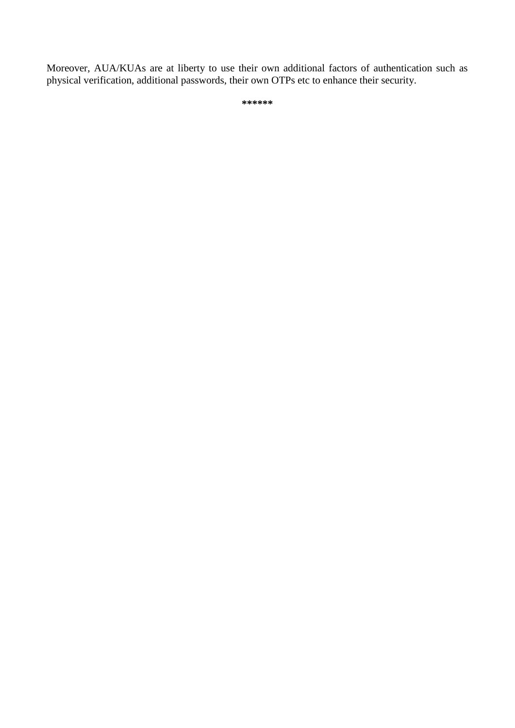Moreover, AUA/KUAs are at liberty to use their own additional factors of authentication such as physical verification, additional passwords, their own OTPs etc to enhance their security.

**\*\*\*\*\*\***